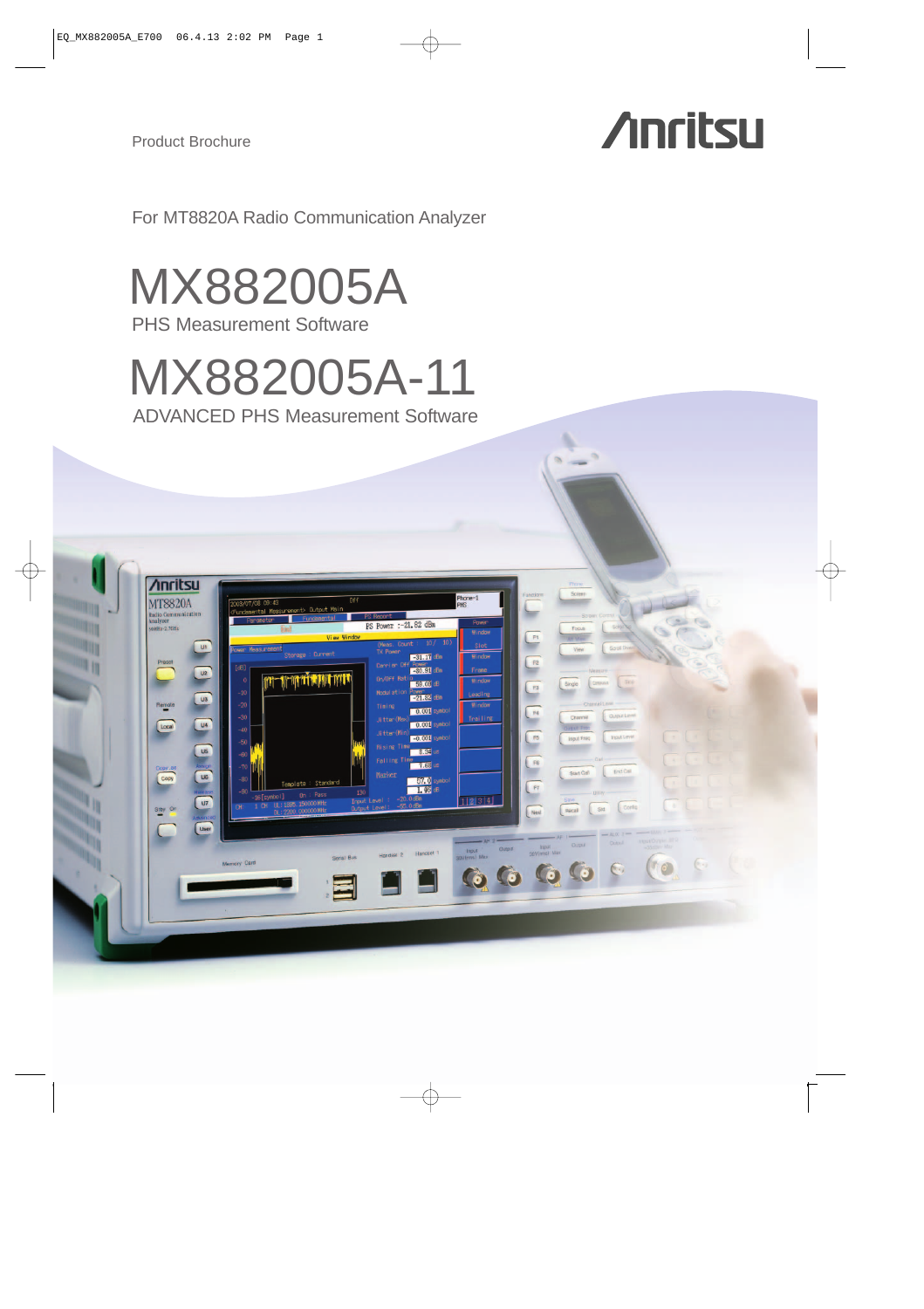Product Brochure

Anritsu

For MT8820A Radio Communication Analyzer

# MX882005A

PHS Measurement Software

# MX882005A-11

ADVANCED PHS Measurement Software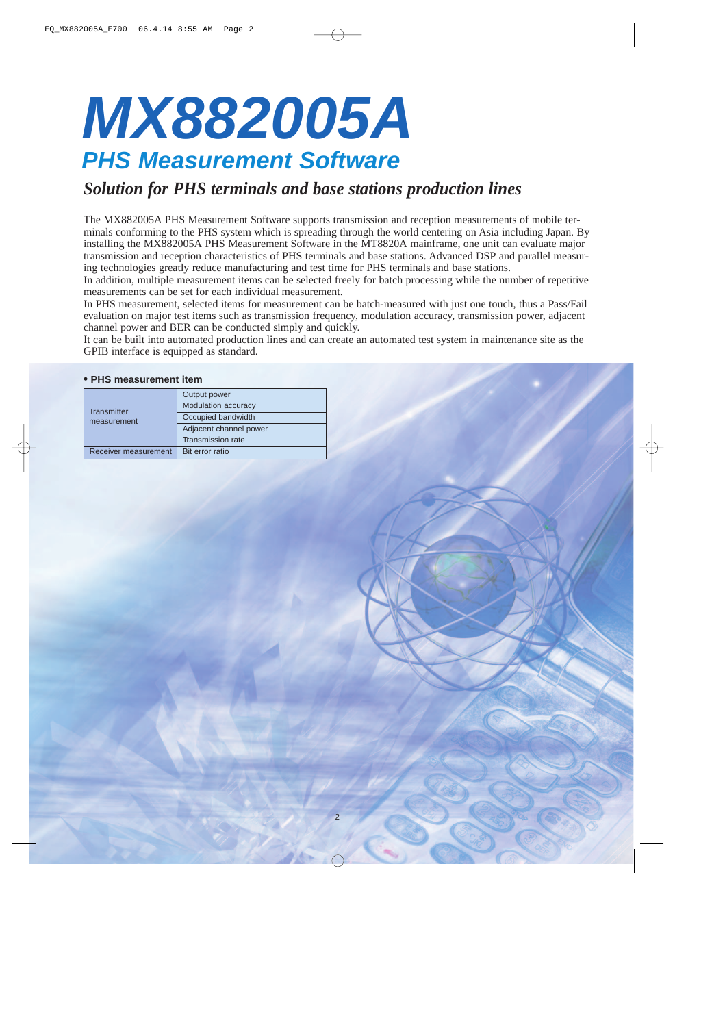# MX882005A

## PHS Measurement Software

### *Solution for PHS terminals and base stations production lines*

The MX882005A PHS Measurement Software supports transmission and reception measurements of mobile terminals conforming to the PHS system which is spreading through the world centering on Asia including Japan. By installing the MX882005A PHS Measurement Software in the MT8820A mainframe, one unit can evaluate major transmission and reception characteristics of PHS terminals and base stations. Advanced DSP and parallel measuring technologies greatly reduce manufacturing and test time for PHS terminals and base stations.
In addition, multiple measurement items can be selected freely for batch processing while the number of repetitive measurements can be set for each individual measurement.
In PHS measurement, selected items for measurement can be batch-measured with just one touch, thus a Pass/Fail evaluation on major test items such as transmission frequency, modulation accuracy, transmission power, adjacent channel power and BER can be conducted simply and quickly.
It can be built into automated production lines and can create an automated test system in maintenance site as the GPIB interface is equipped as standard.

**• PHS measurement item**

| | |
|---|---|
| Transmitter measurement | Output power |
| | Modulation accuracy |
| | Occupied bandwidth |
| | Adjacent channel power |
| | Transmission rate |
| Receiver measurement | Bit error ratio |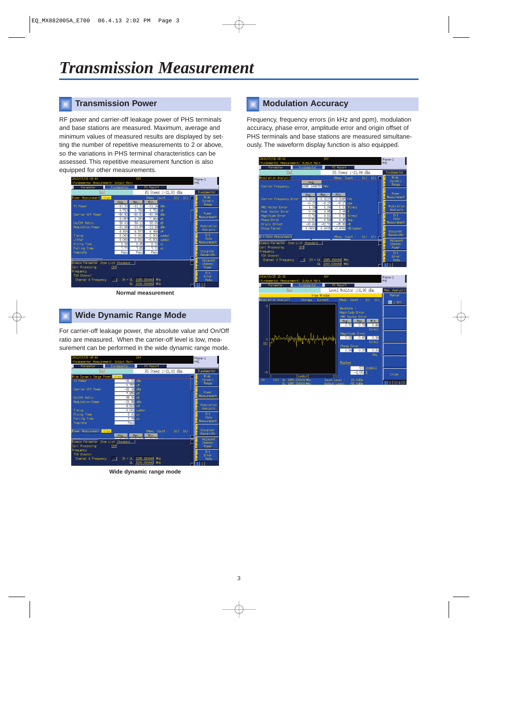# Transmission Measurement

## Transmission Power

RF power and carrier-off leakage power of PHS terminals and base stations are measured. Maximum, average and minimum values of measured results are displayed by setting the number of repetitive measurements to 2 or above, so the variations in PHS terminal characteristics can be assessed. This repetitive measurement function is also equipped for other measurements.

Normal measurement

## Wide Dynamic Range Mode

For carrier-off leakage power, the absolute value and On/Off ratio are measured. When the carrier-off level is low, measurement can be performed in the wide dynamic range mode.

Wide dynamic range mode

## Modulation Accuracy

Frequency, frequency errors (in kHz and ppm), modulation accuracy, phase error, amplitude error and origin offset of PHS terminals and base stations are measured simultaneously. The waveform display function is also equipped.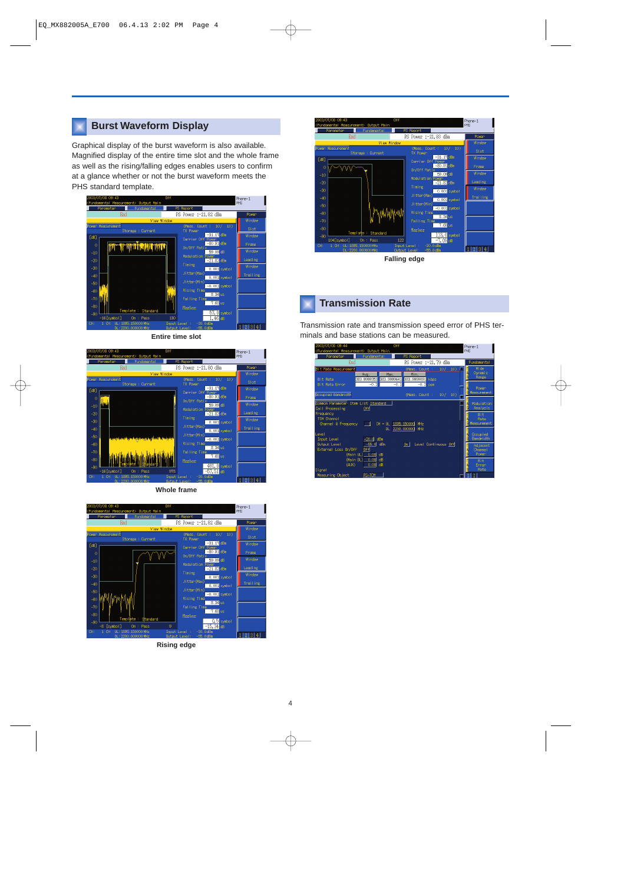## Burst Waveform Display

Graphical display of the burst waveform is also available. Magnified display of the entire time slot and the whole frame as well as the rising/falling edges enables users to confirm at a glance whether or not the burst waveform meets the PHS standard template.

Entire time slot

Whole frame

Rising edge

Falling edge

## Transmission Rate

Transmission rate and transmission speed error of PHS terminals and base stations can be measured.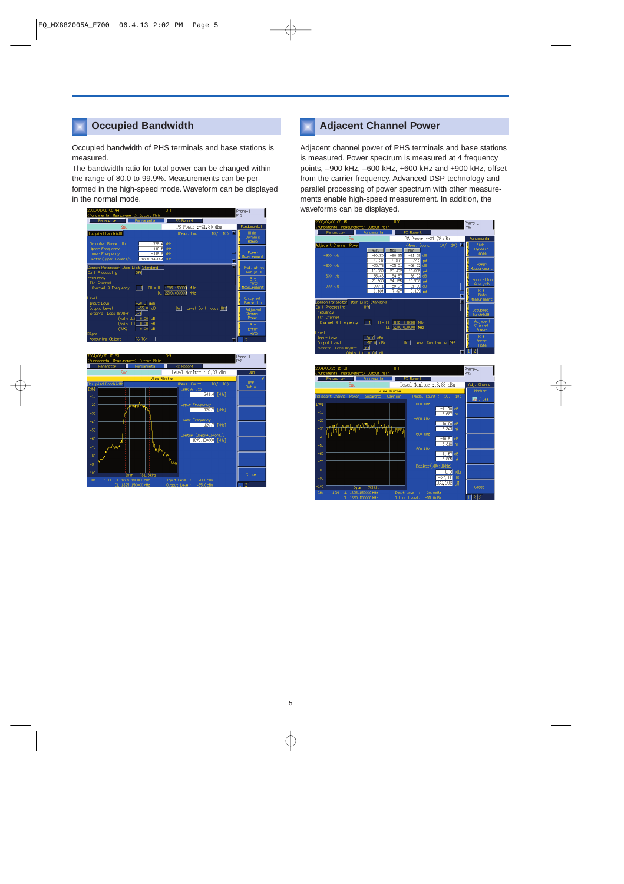## Occupied Bandwidth

Occupied bandwidth of PHS terminals and base stations is measured.

The bandwidth ratio for total power can be changed within the range of 80.0 to 99.9%. Measurements can be performed in the high-speed mode. Waveform can be displayed in the normal mode.

## Adjacent Channel Power

Adjacent channel power of PHS terminals and base stations is measured. Power spectrum is measured at 4 frequency points, –900 kHz, –600 kHz, +600 kHz and +900 kHz, offset from the carrier frequency. Advanced DSP technology and parallel processing of power spectrum with other measurements enable high-speed measurement. In addition, the waveforms can be displayed.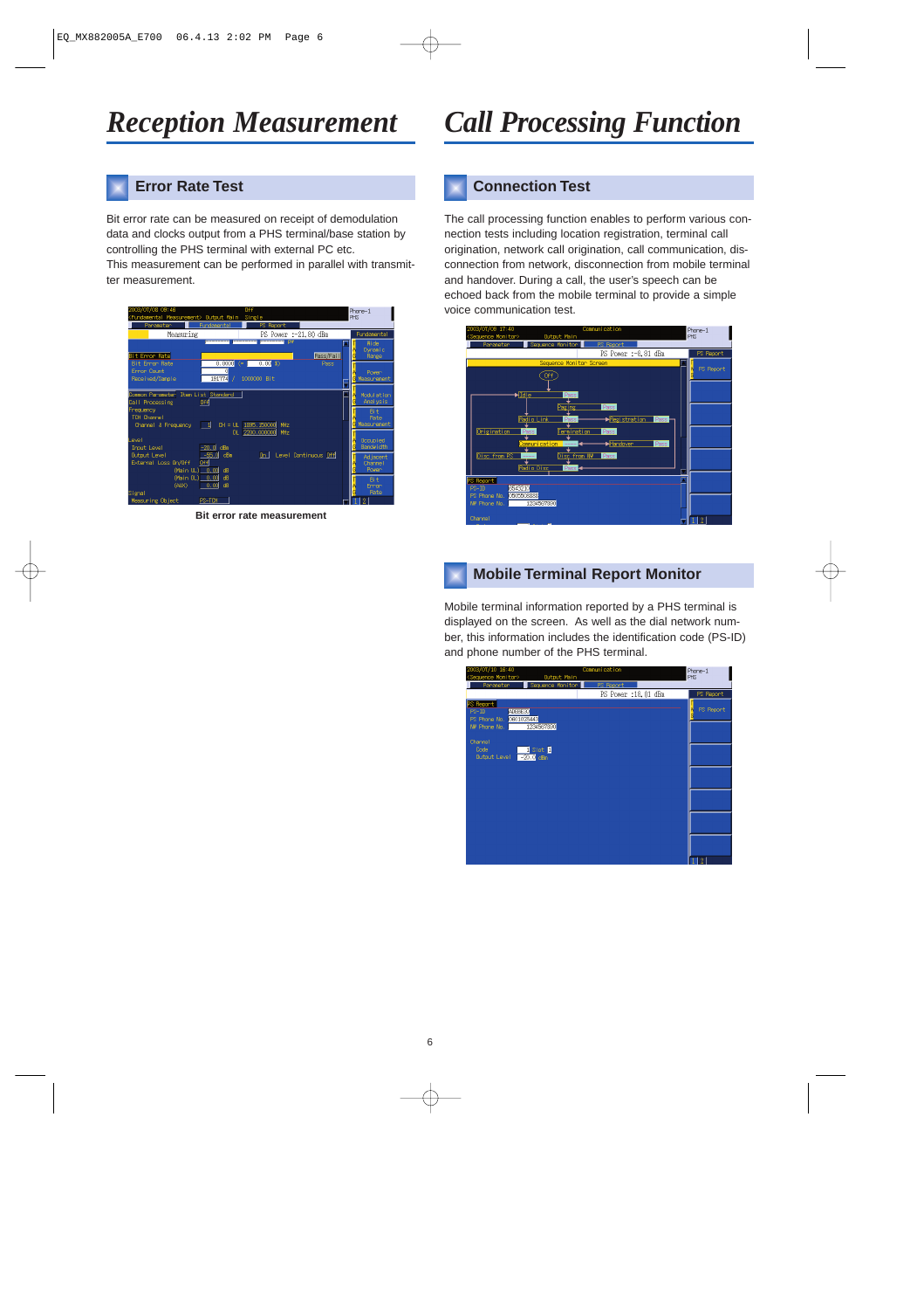# Reception Measurement

## Error Rate Test

Bit error rate can be measured on receipt of demodulation data and clocks output from a PHS terminal/base station by controlling the PHS terminal with external PC etc.
This measurement can be performed in parallel with transmitter measurement.

Bit error rate measurement

# Call Processing Function

## Connection Test

The call processing function enables to perform various connection tests including location registration, terminal call origination, network call origination, call communication, disconnection from network, disconnection from mobile terminal and handover. During a call, the user's speech can be echoed back from the mobile terminal to provide a simple voice communication test.

## Mobile Terminal Report Monitor

Mobile terminal information reported by a PHS terminal is displayed on the screen. As well as the dial network number, this information includes the identification code (PS-ID) and phone number of the PHS terminal.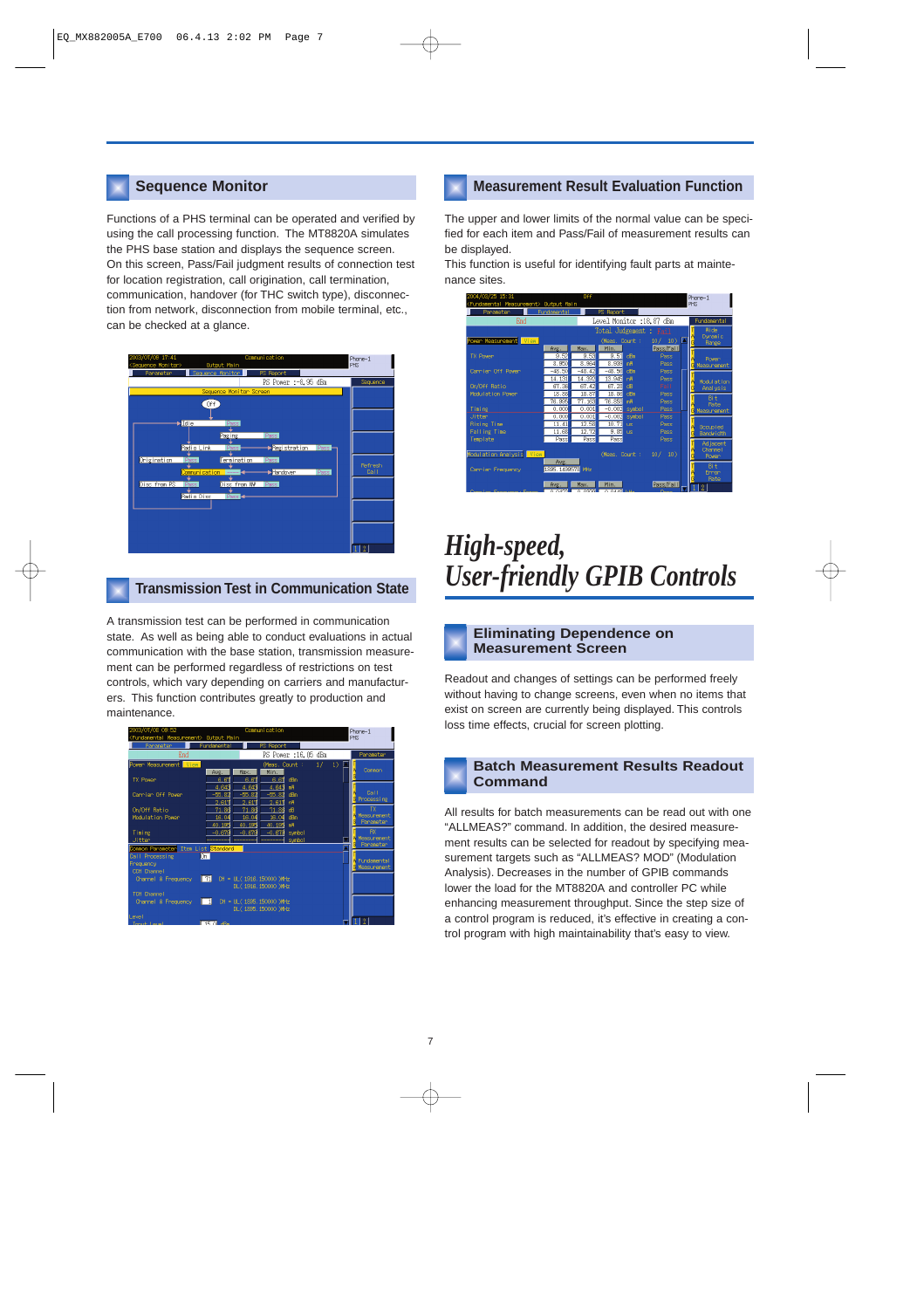## Sequence Monitor

Functions of a PHS terminal can be operated and verified by using the call processing function. The MT8820A simulates the PHS base station and displays the sequence screen. On this screen, Pass/Fail judgment results of connection test for location registration, call origination, call termination, communication, handover (for THC switch type), disconnection from network, disconnection from mobile terminal, etc., can be checked at a glance.

## Transmission Test in Communication State

A transmission test can be performed in communication state. As well as being able to conduct evaluations in actual communication with the base station, transmission measurement can be performed regardless of restrictions on test controls, which vary depending on carriers and manufacturers. This function contributes greatly to production and maintenance.

## Measurement Result Evaluation Function

The upper and lower limits of the normal value can be specified for each item and Pass/Fail of measurement results can be displayed.

This function is useful for identifying fault parts at maintenance sites.

# *High-speed, User-friendly GPIB Controls*

## Eliminating Dependence on Measurement Screen

Readout and changes of settings can be performed freely without having to change screens, even when no items that exist on screen are currently being displayed. This controls loss time effects, crucial for screen plotting.

## Batch Measurement Results Readout Command

All results for batch measurements can be read out with one “ALLMEAS?” command. In addition, the desired measurement results can be selected for readout by specifying measurement targets such as “ALLMEAS? MOD” (Modulation Analysis). Decreases in the number of GPIB commands lower the load for the MT8820A and controller PC while enhancing measurement throughput. Since the step size of a control program is reduced, it’s effective in creating a control program with high maintainability that’s easy to view.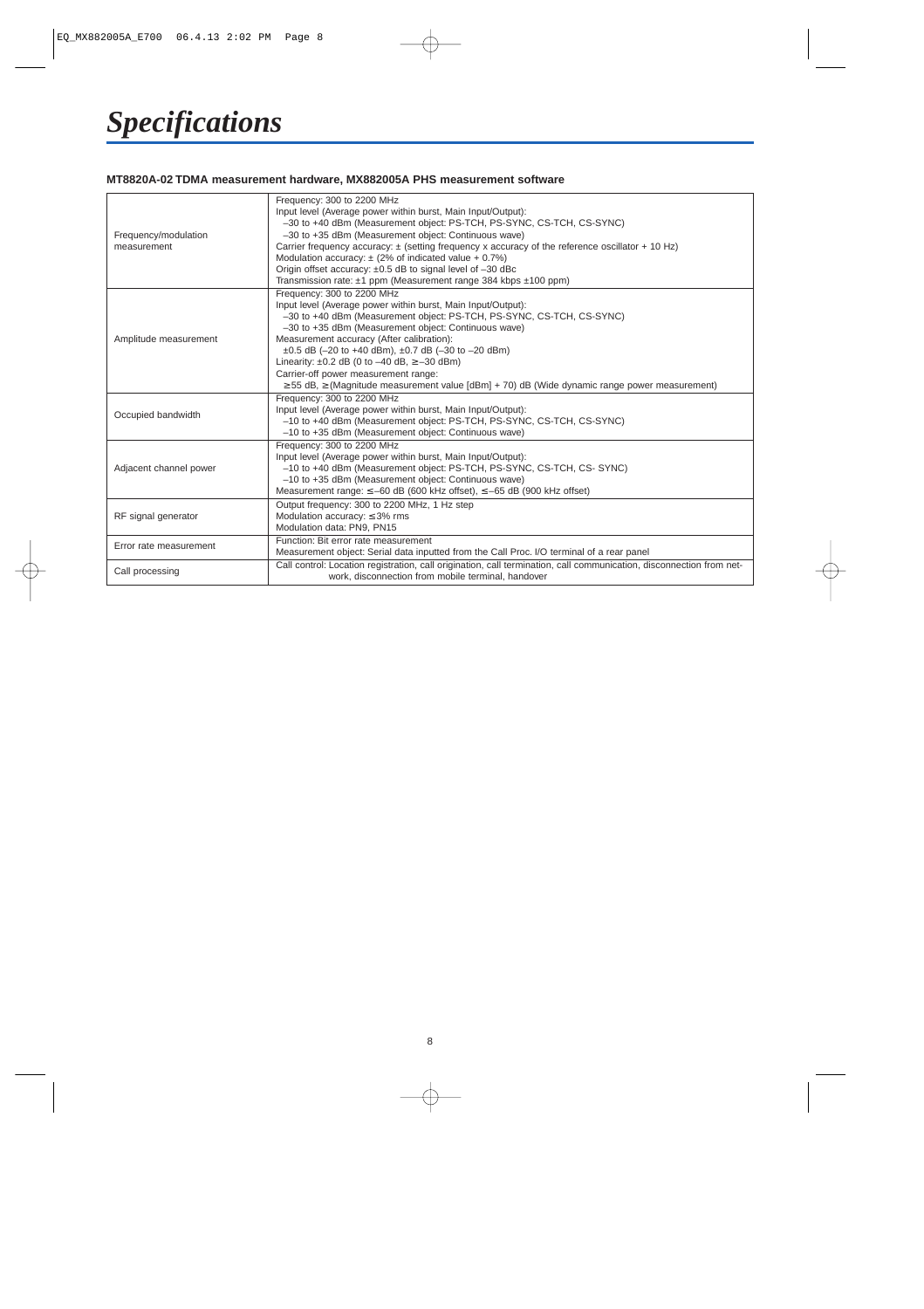# *Specifications*

**MT8820A-02 TDMA measurement hardware, MX882005A PHS measurement software**

| | |
|---|---|
| Frequency/modulation measurement | Frequency: 300 to 2200 MHz<br>Input level (Average power within burst, Main Input/Output):<br>–30 to +40 dBm (Measurement object: PS-TCH, PS-SYNC, CS-TCH, CS-SYNC)<br>–30 to +35 dBm (Measurement object: Continuous wave)<br>Carrier frequency accuracy: ± (setting frequency x accuracy of the reference oscillator + 10 Hz)<br>Modulation accuracy: ± (2% of indicated value + 0.7%)<br>Origin offset accuracy: ±0.5 dB to signal level of –30 dBc<br>Transmission rate: ±1 ppm (Measurement range 384 kbps ±100 ppm) |
| Amplitude measurement | Frequency: 300 to 2200 MHz<br>Input level (Average power within burst, Main Input/Output):<br>–30 to +40 dBm (Measurement object: PS-TCH, PS-SYNC, CS-TCH, CS-SYNC)<br>–30 to +35 dBm (Measurement object: Continuous wave)<br>Measurement accuracy (After calibration):<br>±0.5 dB (–20 to +40 dBm), ±0.7 dB (–30 to –20 dBm)<br>Linearity: ±0.2 dB (0 to –40 dB, ≥–30 dBm)<br>Carrier-off power measurement range:<br>≥55 dB, ≥(Magnitude measurement value [dBm] + 70) dB (Wide dynamic range power measurement) |
| Occupied bandwidth | Frequency: 300 to 2200 MHz<br>Input level (Average power within burst, Main Input/Output):<br>–10 to +40 dBm (Measurement object: PS-TCH, PS-SYNC, CS-TCH, CS-SYNC)<br>–10 to +35 dBm (Measurement object: Continuous wave) |
| Adjacent channel power | Frequency: 300 to 2200 MHz<br>Input level (Average power within burst, Main Input/Output):<br>–10 to +40 dBm (Measurement object: PS-TCH, PS-SYNC, CS-TCH, CS- SYNC)<br>–10 to +35 dBm (Measurement object: Continuous wave)<br>Measurement range: ≤–60 dB (600 kHz offset), ≤–65 dB (900 kHz offset) |
| RF signal generator | Output frequency: 300 to 2200 MHz, 1 Hz step<br>Modulation accuracy: ≤3% rms<br>Modulation data: PN9, PN15 |
| Error rate measurement | Function: Bit error rate measurement<br>Measurement object: Serial data inputted from the Call Proc. I/O terminal of a rear panel |
| Call processing | Call control: Location registration, call origination, call termination, call communication, disconnection from network, disconnection from mobile terminal, handover |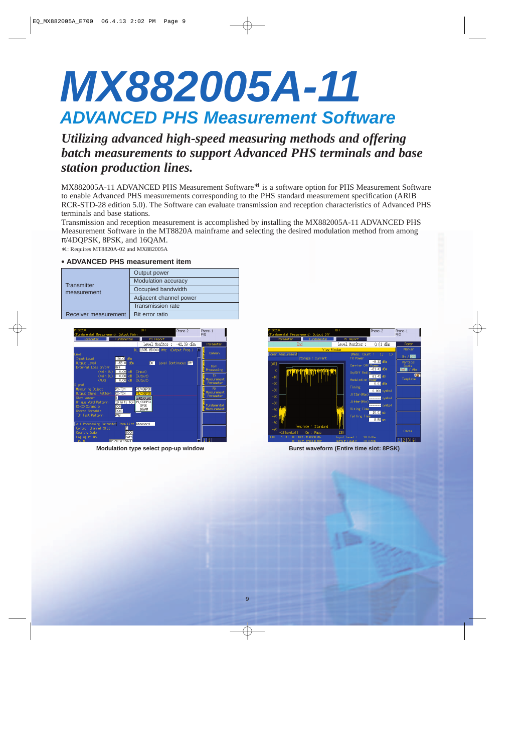# MX882005A-11

## ADVANCED PHS Measurement Software

***Utilizing advanced high-speed measuring methods and offering batch measurements to support Advanced PHS terminals and base station production lines.***

MX882005A-11 ADVANCED PHS Measurement Software*1 is a software option for PHS Measurement Software to enable Advanced PHS measurements corresponding to the PHS standard measurement specification (ARIB RCR-STD-28 edition 5.0). The Software can evaluate transmission and reception characteristics of Advanced PHS terminals and base stations.

Transmission and reception measurement is accomplished by installing the MX882005A-11 ADVANCED PHS Measurement Software in the MT8820A mainframe and selecting the desired modulation method from among π/4DQPSK, 8PSK, and 16QAM.

*1: Requires MT8820A-02 and MX882005A

**• ADVANCED PHS measurement item**

| | |
|---|---|
| Transmitter measurement | Output power |
| | Modulation accuracy |
| | Occupied bandwidth |
| | Adjacent channel power |
| | Transmission rate |
| Receiver measurement | Bit error ratio |

**Modulation type select pop-up window**

**Burst waveform (Entire time slot: 8PSK)**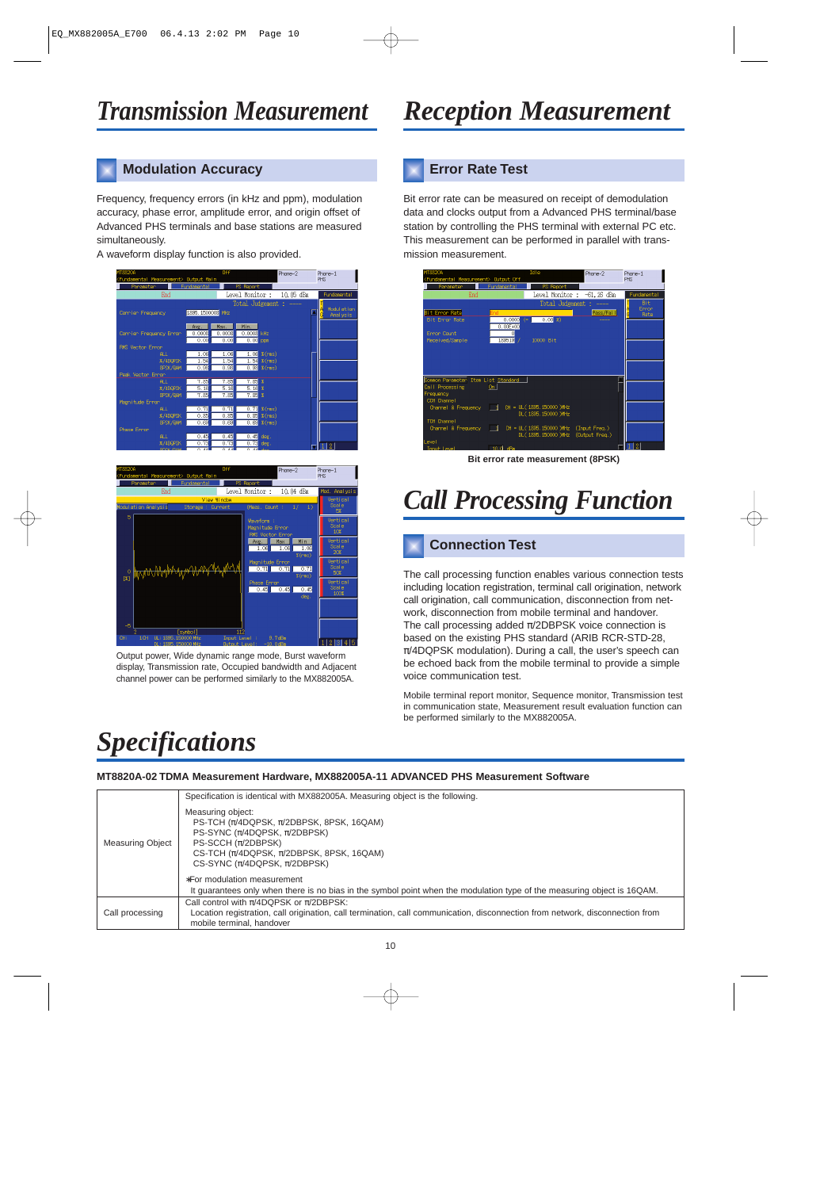# Transmission Measurement

## Modulation Accuracy

Frequency, frequency errors (in kHz and ppm), modulation accuracy, phase error, amplitude error, and origin offset of Advanced PHS terminals and base stations are measured simultaneously.

A waveform display function is also provided.

Output power, Wide dynamic range mode, Burst waveform display, Transmission rate, Occupied bandwidth and Adjacent channel power can be performed similarly to the MX882005A.

# Reception Measurement

## Error Rate Test

Bit error rate can be measured on receipt of demodulation data and clocks output from a Advanced PHS terminal/base station by controlling the PHS terminal with external PC etc. This measurement can be performed in parallel with transmission measurement.

**Bit error rate measurement (8PSK)**

# Call Processing Function

## Connection Test

The call processing function enables various connection tests including location registration, terminal call origination, network call origination, call communication, disconnection from network, disconnection from mobile terminal and handover.

The call processing added π/2DBPSK voice connection is based on the existing PHS standard (ARIB RCR-STD-28, π/4DQPSK modulation). During a call, the user's speech can be echoed back from the mobile terminal to provide a simple voice communication test.

Mobile terminal report monitor, Sequence monitor, Transmission test in communication state, Measurement result evaluation function can be performed similarly to the MX882005A.

# Specifications

**MT8820A-02 TDMA Measurement Hardware, MX882005A-11 ADVANCED PHS Measurement Software**

| | |
|---|---|
| Measuring Object | Specification is identical with MX882005A. Measuring object is the following.<br><br>Measuring object:<br>PS-TCH (π/4DQPSK, π/2DBPSK, 8PSK, 16QAM)<br>PS-SYNC (π/4DQPSK, π/2DBPSK)<br>PS-SCCH (π/2DBPSK)<br>CS-TCH (π/4DQPSK, π/2DBPSK, 8PSK, 16QAM)<br>CS-SYNC (π/4DQPSK, π/2DBPSK)<br><br>∗For modulation measurement<br>It guarantees only when there is no bias in the symbol point when the modulation type of the measuring object is 16QAM. |
| Call processing | Call control with π/4DQPSK or π/2DBPSK:<br>Location registration, call origination, call termination, call communication, disconnection from network, disconnection from mobile terminal, handover |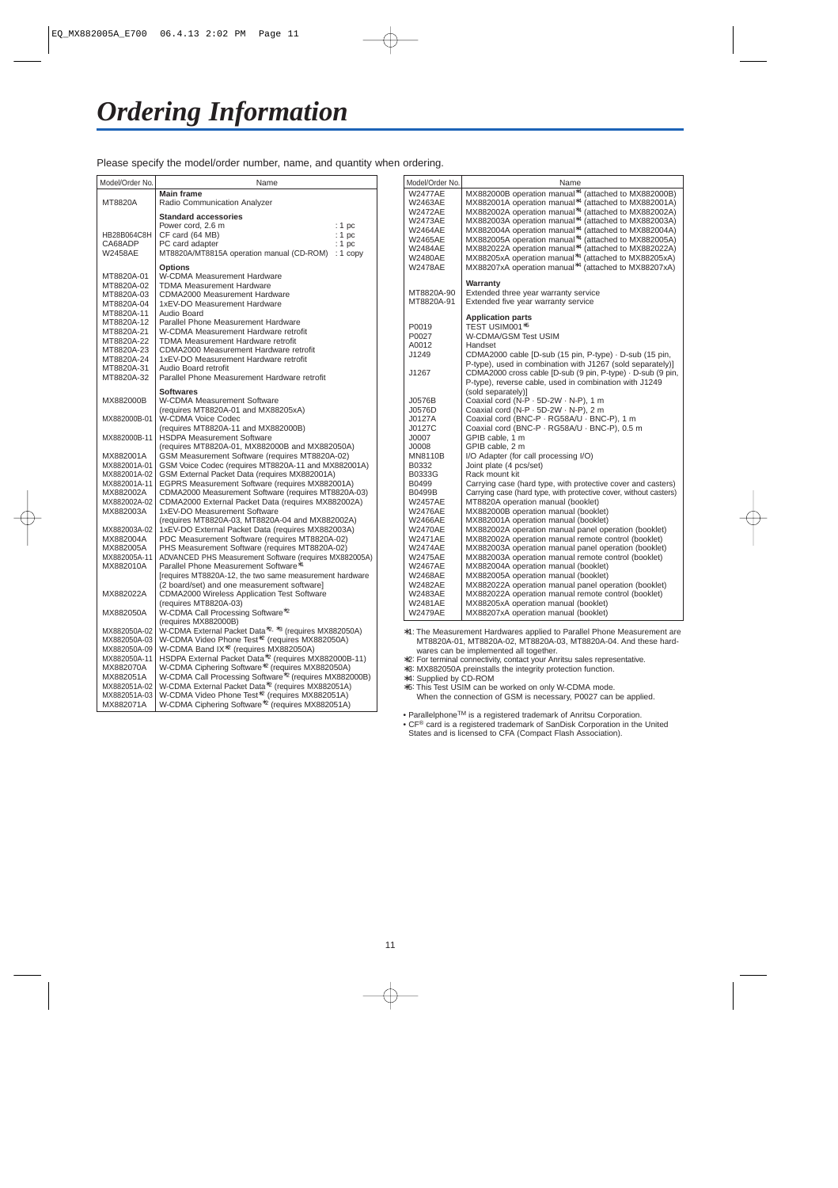# Ordering Information

Please specify the model/order number, name, and quantity when ordering.

| Model/Order No. | Name |
|---|---|
| | **Main frame** |
| MT8820A | Radio Communication Analyzer |
| | **Standard accessories** |
| | Power cord, 2.6 m : 1 pc |
| HB28B064C8H | CF card (64 MB) : 1 pc |
| CA68ADP | PC card adapter : 1 pc |
| W2458AE | MT8820A/MT8815A operation manual (CD-ROM) : 1 copy |
| | **Options** |
| MT8820A-01 | W-CDMA Measurement Hardware |
| MT8820A-02 | TDMA Measurement Hardware |
| MT8820A-03 | CDMA2000 Measurement Hardware |
| MT8820A-04 | 1xEV-DO Measurement Hardware |
| MT8820A-11 | Audio Board |
| MT8820A-12 | Parallel Phone Measurement Hardware |
| MT8820A-21 | W-CDMA Measurement Hardware retrofit |
| MT8820A-22 | TDMA Measurement Hardware retrofit |
| MT8820A-23 | CDMA2000 Measurement Hardware retrofit |
| MT8820A-24 | 1xEV-DO Measurement Hardware retrofit |
| MT8820A-31 | Audio Board retrofit |
| MT8820A-32 | Parallel Phone Measurement Hardware retrofit |
| | **Softwares** |
| MX882000B | W-CDMA Measurement Software (requires MT8820A-01 and MX88205xA) |
| MX882000B-01 | W-CDMA Voice Codec (requires MT8820A-11 and MX882000B) |
| MX882000B-11 | HSDPA Measurement Software (requires MT8820A-01, MX882000B and MX882050A) |
| MX882001A | GSM Measurement Software (requires MT8820A-02) |
| MX882001A-01 | GSM Voice Codec (requires MT8820A-11 and MX882001A) |
| MX882001A-02 | GSM External Packet Data (requires MX882001A) |
| MX882001A-11 | EGPRS Measurement Software (requires MX882001A) |
| MX882002A | CDMA2000 Measurement Software (requires MT8820A-03) |
| MX882002A-02 | CDMA2000 External Packet Data (requires MX882002A) |
| MX882003A | 1xEV-DO Measurement Software (requires MT8820A-03, MT8820A-04 and MX882002A) |
| MX882003A-02 | 1xEV-DO External Packet Data (requires MX882003A) |
| MX882004A | PDC Measurement Software (requires MT8820A-02) |
| MX882005A | PHS Measurement Software (requires MT8820A-02) |
| MX882005A-11 | ADVANCED PHS Measurement Software (requires MX882005A) |
| MX882010A | Parallel Phone Measurement Software*1 [requires MT8820A-12, the two same measurement hardware (2 board/set) and one measurement software] |
| MX882022A | CDMA2000 Wireless Application Test Software (requires MT8820A-03) |
| MX882050A | W-CDMA Call Processing Software*2 (requires MX882000B) |
| MX882050A-02 | W-CDMA External Packet Data*2, *3 (requires MX882050A) |
| MX882050A-03 | W-CDMA Video Phone Test*2 (requires MX882050A) |
| MX882050A-09 | W-CDMA Band IX*2 (requires MX882050A) |
| MX882050A-11 | HSDPA External Packet Data*2 (requires MX882000B-11) |
| MX882070A | W-CDMA Ciphering Software*2 (requires MX882050A) |
| MX882051A | W-CDMA Call Processing Software*2 (requires MX882000B) |
| MX882051A-02 | W-CDMA External Packet Data*2 (requires MX882051A) |
| MX882051A-03 | W-CDMA Video Phone Test*2 (requires MX882051A) |
| MX882071A | W-CDMA Ciphering Software*2 (requires MX882051A) |
| W2477AE | MX882000B operation manual*4 (attached to MX882000B) |
| W2463AE | MX882001A operation manual*4 (attached to MX882001A) |
| W2472AE | MX882002A operation manual*4 (attached to MX882002A) |
| W2473AE | MX882003A operation manual*4 (attached to MX882003A) |
| W2464AE | MX882004A operation manual*4 (attached to MX882004A) |
| W2465AE | MX882005A operation manual*4 (attached to MX882005A) |
| W2484AE | MX882022A operation manual*4 (attached to MX882022A) |
| W2480AE | MX88205xA operation manual*4 (attached to MX88205xA) |
| W2478AE | MX88207xA operation manual*4 (attached to MX88207xA) |
| | **Warranty** |
| MT8820A-90 | Extended three year warranty service |
| MT8820A-91 | Extended five year warranty service |
| | **Application parts** |
| P0019 | TEST USIM001*5 |
| P0027 | W-CDMA/GSM Test USIM |
| A0012 | Handset |
| J1249 | CDMA2000 cable [D-sub (15 pin, P-type) · D-sub (15 pin, P-type), used in combination with J1267 (sold separately)] |
| J1267 | CDMA2000 cross cable [D-sub (9 pin, P-type) · D-sub (9 pin, P-type), reverse cable, used in combination with J1249 (sold separately)] |
| J0576B | Coaxial cord (N-P · 5D-2W · N-P), 1 m |
| J0576D | Coaxial cord (N-P · 5D-2W · N-P), 2 m |
| J0127A | Coaxial cord (BNC-P · RG58A/U · BNC-P), 1 m |
| J0127C | Coaxial cord (BNC-P · RG58A/U · BNC-P), 0.5 m |
| J0007 | GPIB cable, 1 m |
| J0008 | GPIB cable, 2 m |
| MN8110B | I/O Adapter (for call processing I/O) |
| B0332 | Joint plate (4 pcs/set) |
| B0333G | Rack mount kit |
| B0499 | Carrying case (hard type, with protective cover and casters) |
| B0499B | Carrying case (hard type, with protective cover, without casters) |
| W2457AE | MT8820A operation manual (booklet) |
| W2476AE | MX882000B operation manual (booklet) |
| W2466AE | MX882001A operation manual (booklet) |
| W2470AE | MX882002A operation manual panel operation (booklet) |
| W2471AE | MX882002A operation manual remote control (booklet) |
| W2474AE | MX882003A operation manual panel operation (booklet) |
| W2475AE | MX882003A operation manual remote control (booklet) |
| W2467AE | MX882004A operation manual (booklet) |
| W2468AE | MX882005A operation manual (booklet) |
| W2482AE | MX882022A operation manual panel operation (booklet) |
| W2483AE | MX882022A operation manual remote control (booklet) |
| W2481AE | MX88205xA operation manual (booklet) |
| W2479AE | MX88207xA operation manual (booklet) |

*1: The Measurement Hardwares applied to Parallel Phone Measurement are MT8820A-01, MT8820A-02, MT8820A-03, MT8820A-04. And these hardwares can be implemented all together.
*2: For terminal connectivity, contact your Anritsu sales representative.
*3: MX882050A preinstalls the integrity protection function.
*4: Supplied by CD-ROM
*5: This Test USIM can be worked on only W-CDMA mode. When the connection of GSM is necessary, P0027 can be applied.

- Parallelphone™ is a registered trademark of Anritsu Corporation.
- CF® card is a registered trademark of SanDisk Corporation in the United States and is licensed to CFA (Compact Flash Association).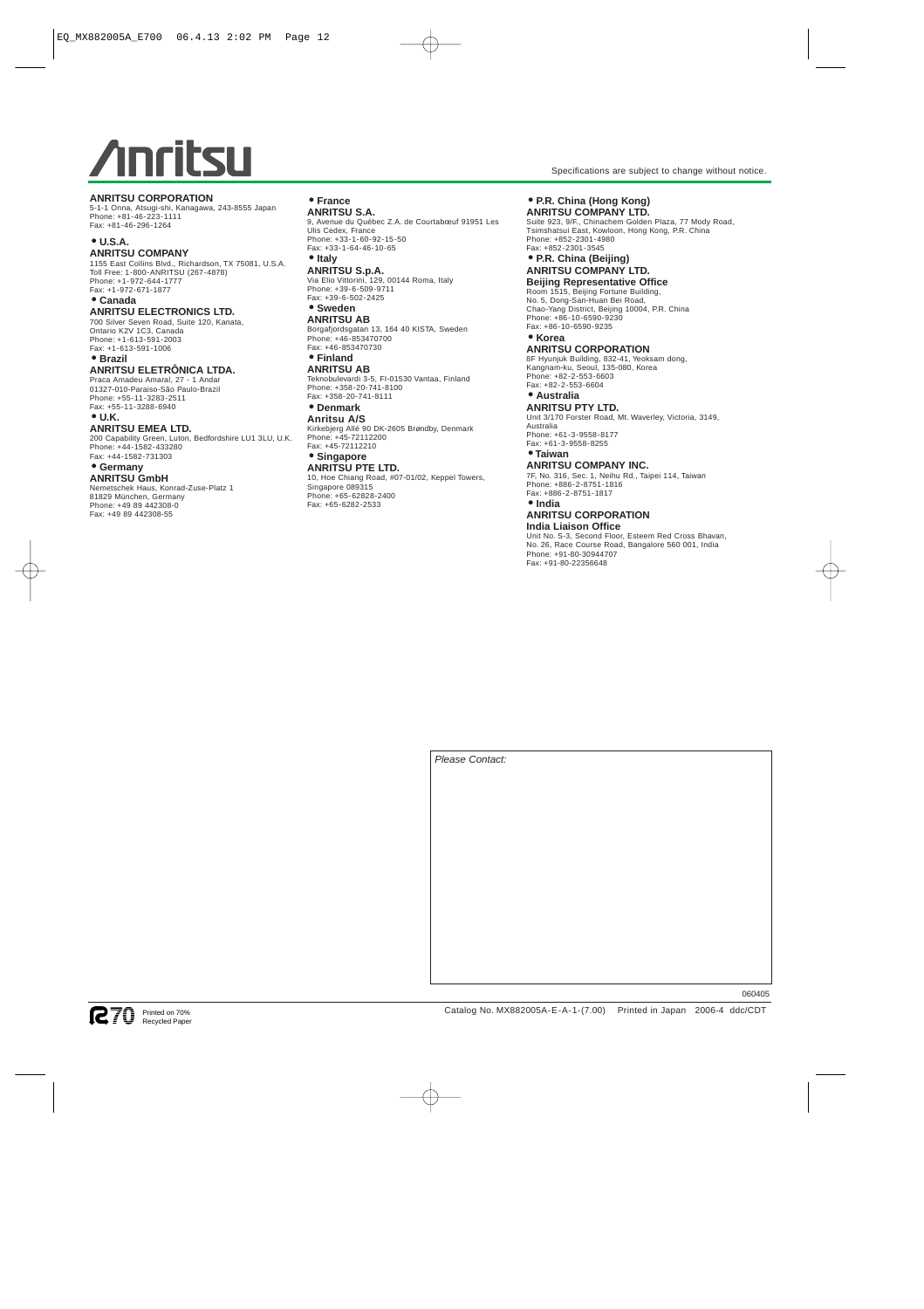Anritsu

Specifications are subject to change without notice.

**ANRITSU CORPORATION**
5-1-1 Onna, Atsugi-shi, Kanagawa, 243-8555 Japan
Phone: +81-46-223-1111
Fax: +81-46-296-1264

**• U.S.A.**
**ANRITSU COMPANY**
1155 East Collins Blvd., Richardson, TX 75081, U.S.A.
Toll Free: 1-800-ANRITSU (267-4878)
Phone: +1-972-644-1777
Fax: +1-972-671-1877

**• Canada**
**ANRITSU ELECTRONICS LTD.**
700 Silver Seven Road, Suite 120, Kanata,
Ontario K2V 1C3, Canada
Phone: +1-613-591-2003
Fax: +1-613-591-1006

**• Brazil**
**ANRITSU ELETRÔNICA LTDA.**
Praca Amadeu Amaral, 27 - 1 Andar
01327-010-Paraiso-São Paulo-Brazil
Phone: +55-11-3283-2511
Fax: +55-11-3288-6940

**• U.K.**
**ANRITSU EMEA LTD.**
200 Capability Green, Luton, Bedfordshire LU1 3LU, U.K.
Phone: +44-1582-433280
Fax: +44-1582-731303

**• Germany**
**ANRITSU GmbH**
Nemetschek Haus, Konrad-Zuse-Platz 1
81829 München, Germany
Phone: +49 89 442308-0
Fax: +49 89 442308-55

**• France**
**ANRITSU S.A.**
9, Avenue du Québec Z.A. de Courtabœuf 91951 Les Ulis Cedex, France
Phone: +33-1-60-92-15-50
Fax: +33-1-64-46-10-65

**• Italy**
**ANRITSU S.p.A.**
Via Elio Vittorini, 129, 00144 Roma, Italy
Phone: +39-6-509-9711
Fax: +39-6-502-2425

**• Sweden**
**ANRITSU AB**
Borgafjordsgatan 13, 164 40 KISTA, Sweden
Phone: +46-853470700
Fax: +46-853470730

**• Finland**
**ANRITSU AB**
Teknobulevardi 3-5, FI-01530 Vantaa, Finland
Phone: +358-20-741-8100
Fax: +358-20-741-8111

**• Denmark**
**Anritsu A/S**
Kirkebjerg Allé 90 DK-2605 Brøndby, Denmark
Phone: +45-72112200
Fax: +45-72112210

**• Singapore**
**ANRITSU PTE LTD.**
10, Hoe Chiang Road, #07-01/02, Keppel Towers,
Singapore 089315
Phone: +65-62828-2400
Fax: +65-6282-2533

**• P.R. China (Hong Kong)**
**ANRITSU COMPANY LTD.**
Suite 923, 9/F., Chinachem Golden Plaza, 77 Mody Road,
Tsimshatsui East, Kowloon, Hong Kong, P.R. China
Phone: +852-2301-4980
Fax: +852-2301-3545

**• P.R. China (Beijing)**
**ANRITSU COMPANY LTD.**
**Beijing Representative Office**
Room 1515, Beijing Fortune Building,
No. 5, Dong-San-Huan Bei Road,
Chao-Yang District, Beijing 10004, P.R. China
Phone: +86-10-6590-9230
Fax: +86-10-6590-9235

**• Korea**
**ANRITSU CORPORATION**
8F Hyunjuk Building, 832-41, Yeoksam dong,
Kangnam-ku, Seoul, 135-080, Korea
Phone: +82-2-553-6603
Fax: +82-2-553-6604

**• Australia**
**ANRITSU PTY LTD.**
Unit 3/170 Forster Road, Mt. Waverley, Victoria, 3149,
Australia
Phone: +61-3-9558-8177
Fax: +61-3-9558-8255

**• Taiwan**
**ANRITSU COMPANY INC.**
7F, No. 316, Sec. 1, Neihu Rd., Taipei 114, Taiwan
Phone: +886-2-8751-1816
Fax: +886-2-8751-1817

**• India**
**ANRITSU CORPORATION**
**India Liaison Office**
Unit No. S-3, Second Floor, Esteem Red Cross Bhavan,
No. 26, Race Course Road, Bangalore 560 001, India
Phone: +91-80-30944707
Fax: +91-80-22356648

*Please Contact:*

060405

Printed on 70% Recycled Paper

Catalog No. MX882005A-E-A-1-(7.00) Printed in Japan 2006-4 ddc/CDT